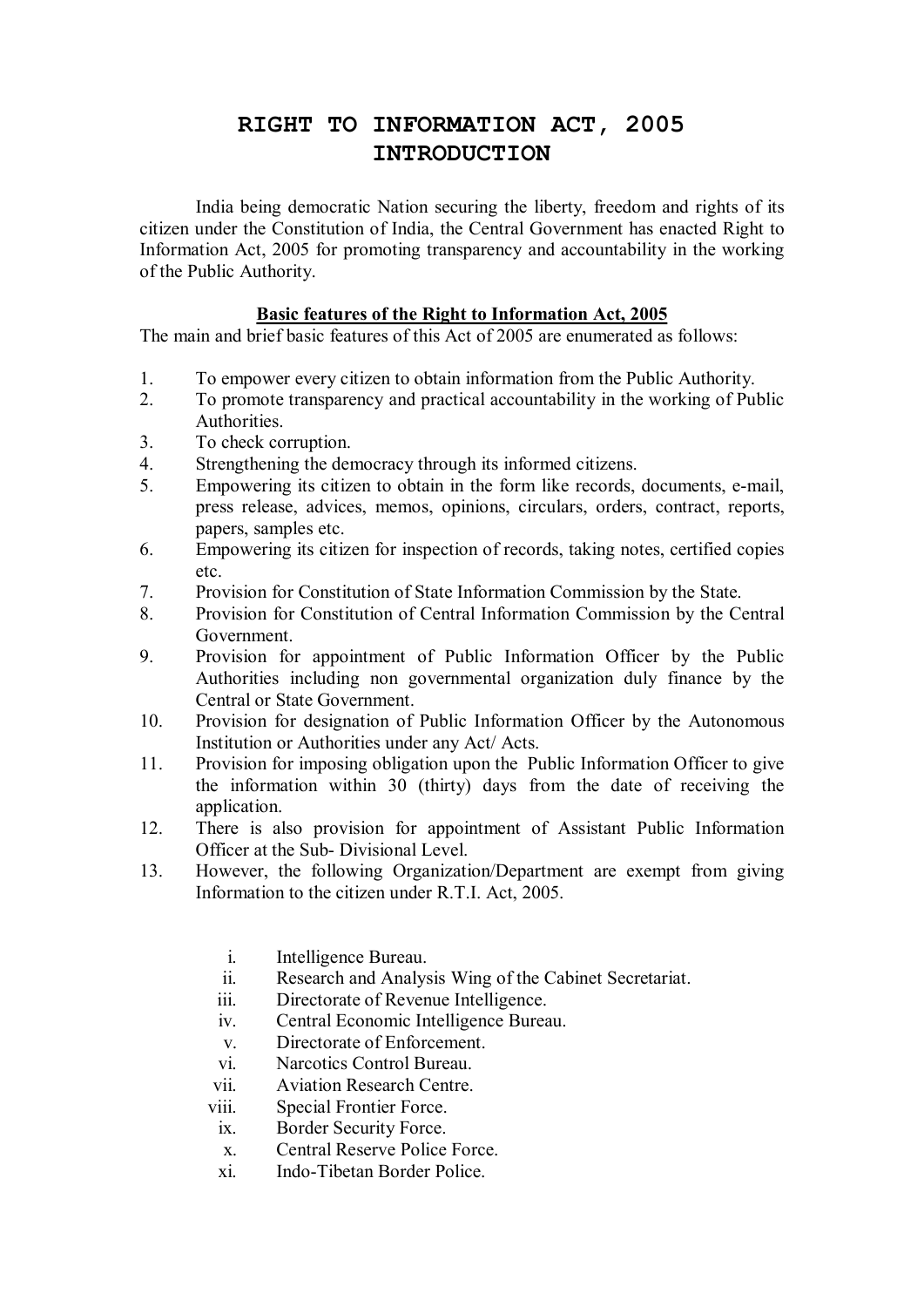# RIGHT TO INFORMATION ACT, 2005
# INTRODUCTION

India being democratic Nation securing the liberty, freedom and rights of its citizen under the Constitution of India, the Central Government has enacted Right to Information Act, 2005 for promoting transparency and accountability in the working of the Public Authority.

## Basic features of the Right to Information Act, 2005

The main and brief basic features of this Act of 2005 are enumerated as follows:

1. To empower every citizen to obtain information from the Public Authority.
2. To promote transparency and practical accountability in the working of Public Authorities.
3. To check corruption.
4. Strengthening the democracy through its informed citizens.
5. Empowering its citizen to obtain in the form like records, documents, e-mail, press release, advices, memos, opinions, circulars, orders, contract, reports, papers, samples etc.
6. Empowering its citizen for inspection of records, taking notes, certified copies etc.
7. Provision for Constitution of State Information Commission by the State.
8. Provision for Constitution of Central Information Commission by the Central Government.
9. Provision for appointment of Public Information Officer by the Public Authorities including non governmental organization duly finance by the Central or State Government.
10. Provision for designation of Public Information Officer by the Autonomous Institution or Authorities under any Act/ Acts.
11. Provision for imposing obligation upon the Public Information Officer to give the information within 30 (thirty) days from the date of receiving the application.
12. There is also provision for appointment of Assistant Public Information Officer at the Sub- Divisional Level.
13. However, the following Organization/Department are exempt from giving Information to the citizen under R.T.I. Act, 2005.

    i. Intelligence Bureau.
    ii. Research and Analysis Wing of the Cabinet Secretariat.
    iii. Directorate of Revenue Intelligence.
    iv. Central Economic Intelligence Bureau.
    v. Directorate of Enforcement.
    vi. Narcotics Control Bureau.
    vii. Aviation Research Centre.
    viii. Special Frontier Force.
    ix. Border Security Force.
    x. Central Reserve Police Force.
    xi. Indo-Tibetan Border Police.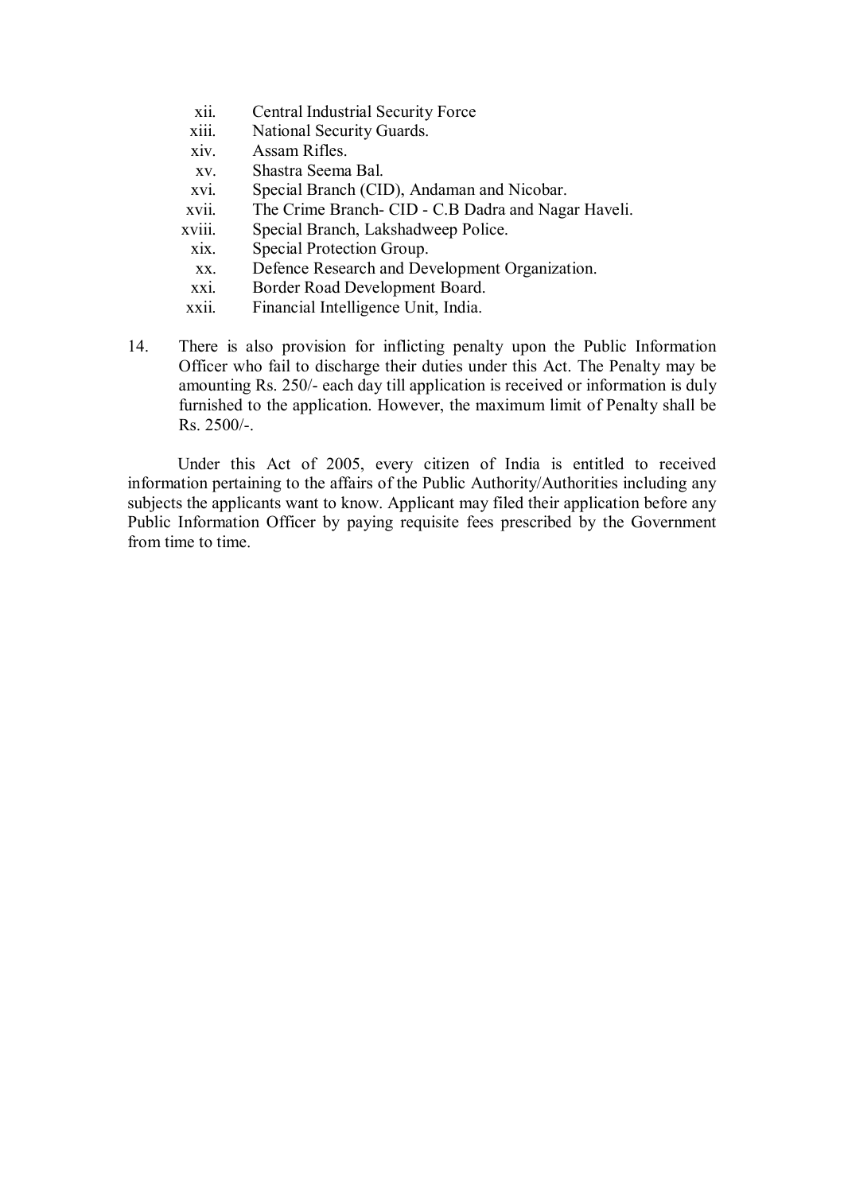xii. Central Industrial Security Force
xiii. National Security Guards.
xiv. Assam Rifles.
xv. Shastra Seema Bal.
xvi. Special Branch (CID), Andaman and Nicobar.
xvii. The Crime Branch- CID - C.B Dadra and Nagar Haveli.
xviii. Special Branch, Lakshadweep Police.
xix. Special Protection Group.
xx. Defence Research and Development Organization.
xxi. Border Road Development Board.
xxii. Financial Intelligence Unit, India.

14. There is also provision for inflicting penalty upon the Public Information Officer who fail to discharge their duties under this Act. The Penalty may be amounting Rs. 250/- each day till application is received or information is duly furnished to the application. However, the maximum limit of Penalty shall be Rs. 2500/-.

Under this Act of 2005, every citizen of India is entitled to received information pertaining to the affairs of the Public Authority/Authorities including any subjects the applicants want to know. Applicant may filed their application before any Public Information Officer by paying requisite fees prescribed by the Government from time to time.